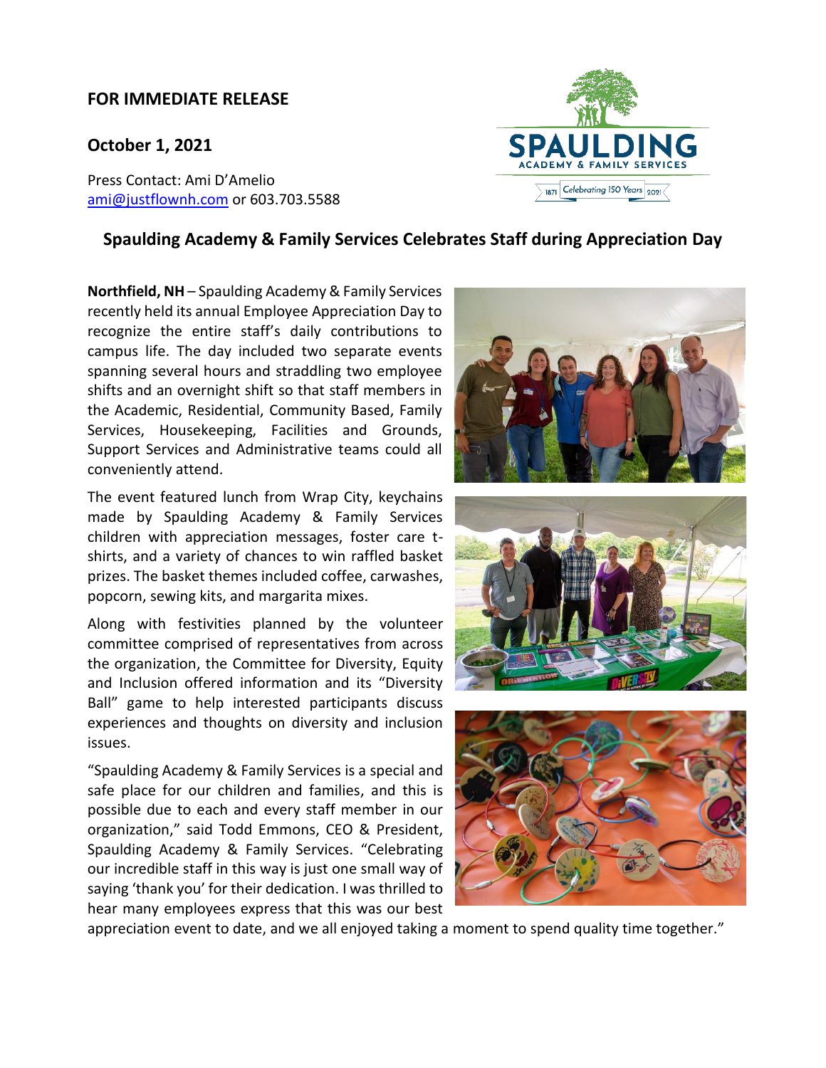**FOR IMMEDIATE RELEASE**

**October 1, 2021**

Press Contact: Ami D'Amelio
ami@justflownh.com or 603.703.5588

## Spaulding Academy & Family Services Celebrates Staff during Appreciation Day

**Northfield, NH** – Spaulding Academy & Family Services recently held its annual Employee Appreciation Day to recognize the entire staff's daily contributions to campus life. The day included two separate events spanning several hours and straddling two employee shifts and an overnight shift so that staff members in the Academic, Residential, Community Based, Family Services, Housekeeping, Facilities and Grounds, Support Services and Administrative teams could all conveniently attend.

The event featured lunch from Wrap City, keychains made by Spaulding Academy & Family Services children with appreciation messages, foster care t-shirts, and a variety of chances to win raffled basket prizes. The basket themes included coffee, carwashes, popcorn, sewing kits, and margarita mixes.

Along with festivities planned by the volunteer committee comprised of representatives from across the organization, the Committee for Diversity, Equity and Inclusion offered information and its "Diversity Ball" game to help interested participants discuss experiences and thoughts on diversity and inclusion issues.

"Spaulding Academy & Family Services is a special and safe place for our children and families, and this is possible due to each and every staff member in our organization," said Todd Emmons, CEO & President, Spaulding Academy & Family Services. "Celebrating our incredible staff in this way is just one small way of saying 'thank you' for their dedication. I was thrilled to hear many employees express that this was our best appreciation event to date, and we all enjoyed taking a moment to spend quality time together."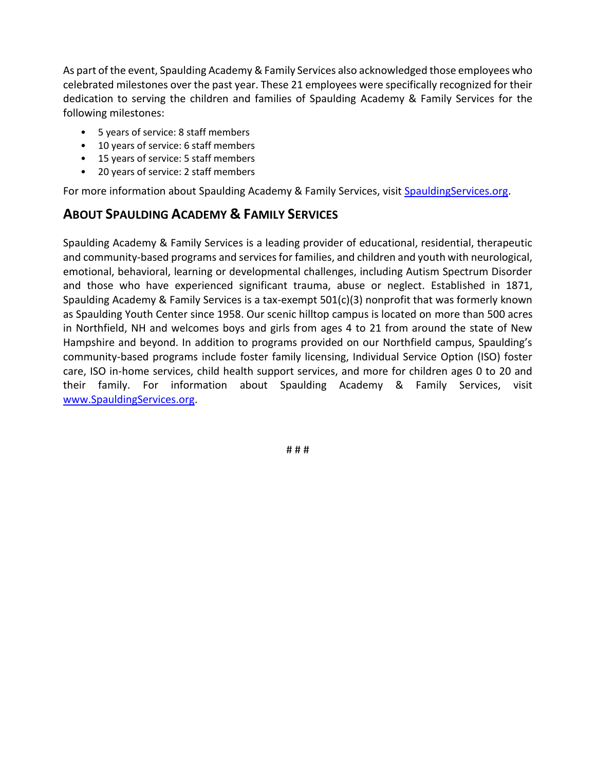As part of the event, Spaulding Academy & Family Services also acknowledged those employees who celebrated milestones over the past year. These 21 employees were specifically recognized for their dedication to serving the children and families of Spaulding Academy & Family Services for the following milestones:

- 5 years of service: 8 staff members
- 10 years of service: 6 staff members
- 15 years of service: 5 staff members
- 20 years of service: 2 staff members

For more information about Spaulding Academy & Family Services, visit SpauldingServices.org.

## About Spaulding Academy & Family Services

Spaulding Academy & Family Services is a leading provider of educational, residential, therapeutic and community-based programs and services for families, and children and youth with neurological, emotional, behavioral, learning or developmental challenges, including Autism Spectrum Disorder and those who have experienced significant trauma, abuse or neglect. Established in 1871, Spaulding Academy & Family Services is a tax-exempt 501(c)(3) nonprofit that was formerly known as Spaulding Youth Center since 1958. Our scenic hilltop campus is located on more than 500 acres in Northfield, NH and welcomes boys and girls from ages 4 to 21 from around the state of New Hampshire and beyond. In addition to programs provided on our Northfield campus, Spaulding's community-based programs include foster family licensing, Individual Service Option (ISO) foster care, ISO in-home services, child health support services, and more for children ages 0 to 20 and their family. For information about Spaulding Academy & Family Services, visit www.SpauldingServices.org.

# # #